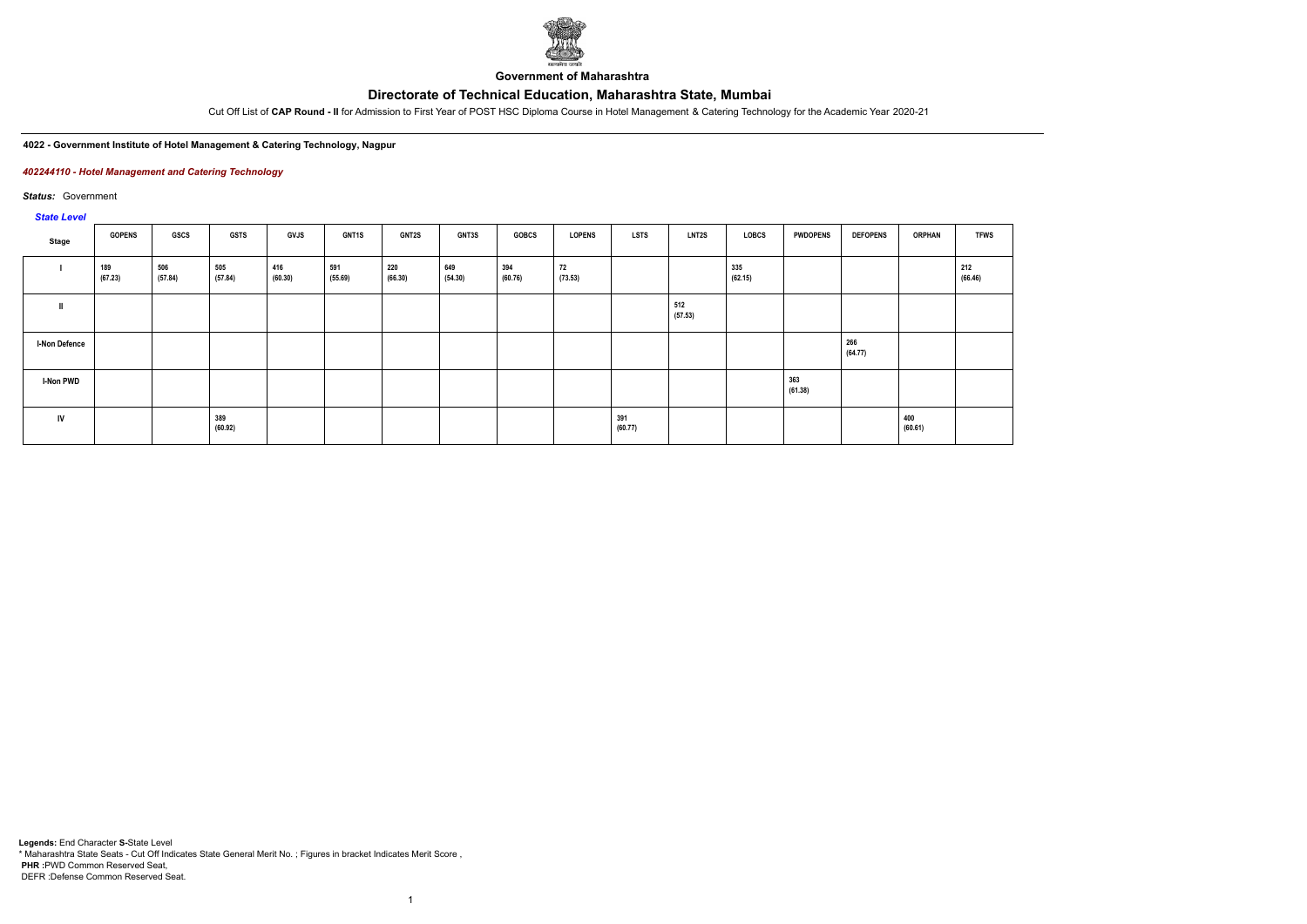**Government of Maharashtra**

# Directorate of Technical Education, Maharashtra State, Mumbai

Cut Off List of **CAP Round - II** for Admission to First Year of POST HSC Diploma Course in Hotel Management & Catering Technology for the Academic Year 2020-21

**4022 - Government Institute of Hotel Management & Catering Technology, Nagpur**

***402244110 - Hotel Management and Catering Technology***

***Status:*** Government

***State Level***

| Stage | GOPENS | GSCS | GSTS | GVJS | GNT1S | GNT2S | GNT3S | GOBCS | LOPENS | LSTS | LNT2S | LOBCS | PWDOPENS | DEFOPENS | ORPHAN | TFWS |
|---|---|---|---|---|---|---|---|---|---|---|---|---|---|---|---|---|
| I | 189 (67.23) | 506 (57.84) | 505 (57.84) | 416 (60.30) | 591 (55.69) | 220 (66.30) | 649 (54.30) | 394 (60.76) | 72 (73.53) | | | 335 (62.15) | | | | 212 (66.46) |
| II | | | | | | | | | | | 512 (57.53) | | | | | |
| I-Non Defence | | | | | | | | | | | | | | 266 (64.77) | | |
| I-Non PWD | | | | | | | | | | | | | 363 (61.38) | | | |
| IV | | | 389 (60.92) | | | | | | | 391 (60.77) | | | | | 400 (60.61) | |

**Legends:** End Character **S-**State Level
\* Maharashtra State Seats - Cut Off Indicates State General Merit No. ; Figures in bracket Indicates Merit Score ,
**PHR :**PWD Common Reserved Seat,
DEFR :Defense Common Reserved Seat.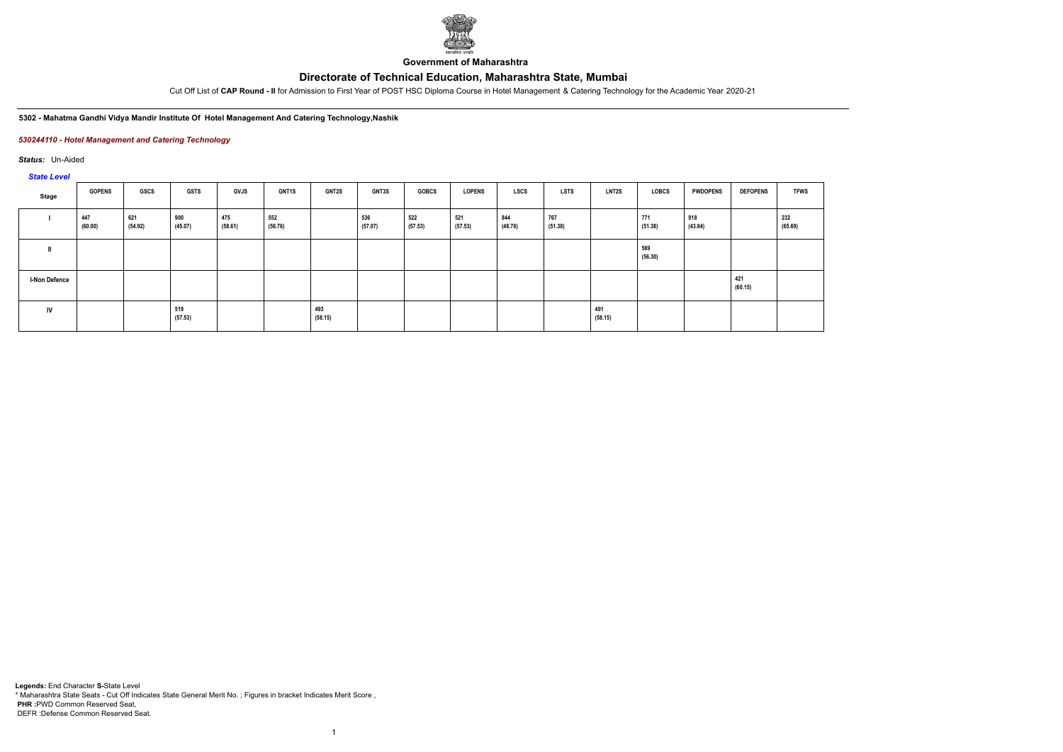**Government of Maharashtra**

# Directorate of Technical Education, Maharashtra State, Mumbai

Cut Off List of **CAP Round - II** for Admission to First Year of POST HSC Diploma Course in Hotel Management & Catering Technology for the Academic Year 2020-21

**5302 - Mahatma Gandhi Vidya Mandir Institute Of Hotel Management And Catering Technology,Nashik**

***530244110 - Hotel Management and Catering Technology***

***Status:*** Un-Aided

***State Level***

| Stage | GOPENS | GSCS | GSTS | GVJS | GNT1S | GNT2S | GNT3S | GOBCS | LOPENS | LSCS | LSTS | LNT2S | LOBCS | PWDOPENS | DEFOPENS | TFWS |
|---|---|---|---|---|---|---|---|---|---|---|---|---|---|---|---|---|
| I | 447 (60.00) | 621 (54.92) | 900 (45.07) | 475 (58.61) | 552 (56.76) | | 536 (57.07) | 522 (57.53) | 521 (57.53) | 844 (48.76) | 767 (51.38) | | 771 (51.38) | 918 (43.84) | | 232 (65.69) |
| II | | | | | | | | | | | | | 569 (56.30) | | | |
| I-Non Defence | | | | | | | | | | | | | | | 421 (60.15) | |
| IV | | | 519 (57.53) | | | 493 (58.15) | | | | | | 491 (58.15) | | | | |

**Legends:** End Character **S-**State Level
* Maharashtra State Seats - Cut Off Indicates State General Merit No. ; Figures in bracket Indicates Merit Score ,
**PHR** :PWD Common Reserved Seat,
DEFR :Defense Common Reserved Seat.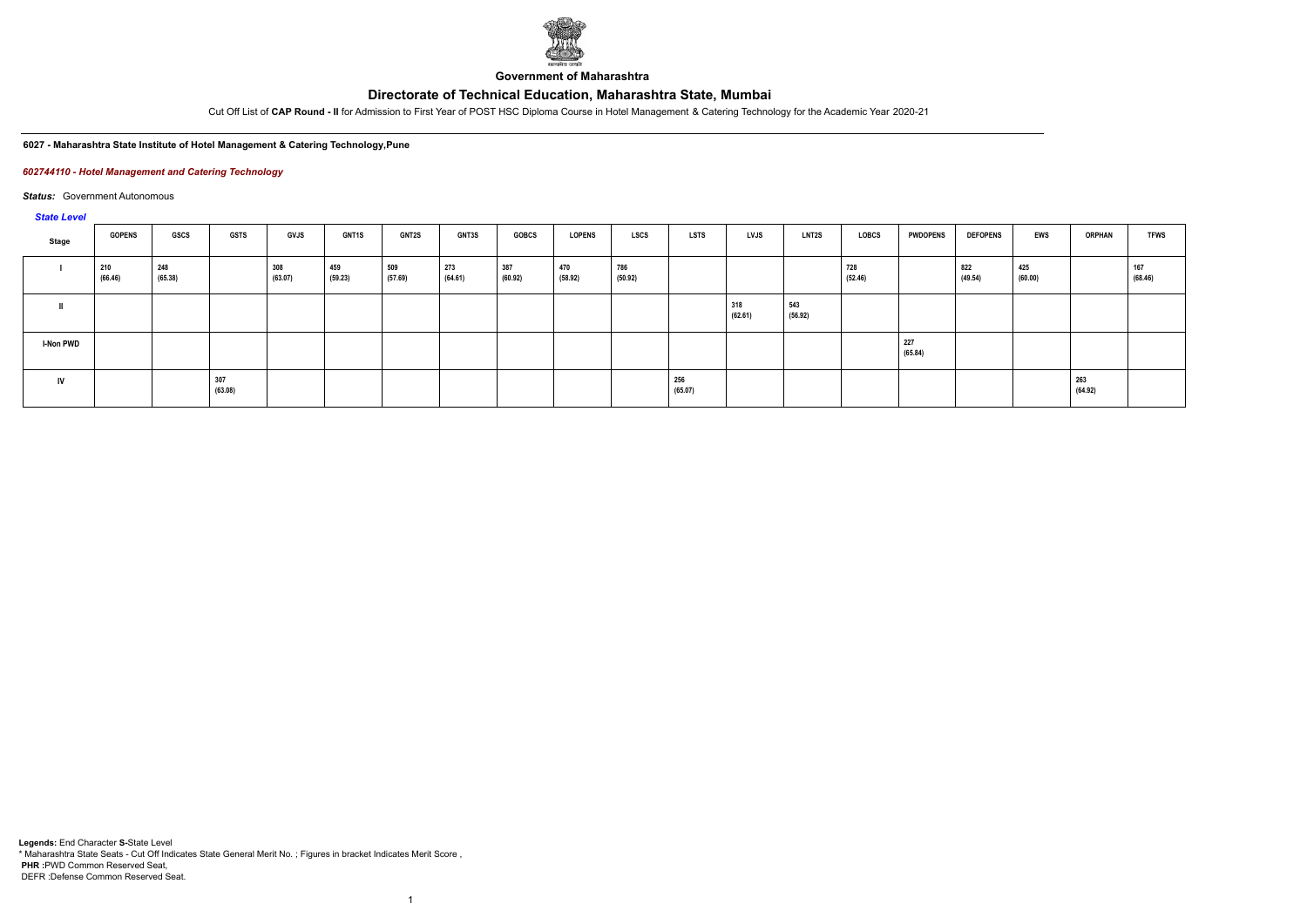**Government of Maharashtra**

## Directorate of Technical Education, Maharashtra State, Mumbai

Cut Off List of **CAP Round - II** for Admission to First Year of POST HSC Diploma Course in Hotel Management & Catering Technology for the Academic Year 2020-21

**6027 - Maharashtra State Institute of Hotel Management & Catering Technology,Pune**

***602744110 - Hotel Management and Catering Technology***

***Status:*** Government Autonomous

***State Level***

| Stage | GOPENS | GSCS | GSTS | GVJS | GNT1S | GNT2S | GNT3S | GOBCS | LOPENS | LSCS | LSTS | LVJS | LNT2S | LOBCS | PWDOPENS | DEFOPENS | EWS | ORPHAN | TFWS |
|---|---|---|---|---|---|---|---|---|---|---|---|---|---|---|---|---|---|---|---|
| I | 210 (66.46) | 248 (65.38) | | 308 (63.07) | 459 (59.23) | 509 (57.69) | 273 (64.61) | 387 (60.92) | 470 (58.92) | 786 (50.92) | | | | 728 (52.46) | | 822 (49.54) | 425 (60.00) | | 167 (68.46) |
| II | | | | | | | | | | | | 318 (62.61) | 543 (56.92) | | | | | | |
| I-Non PWD | | | | | | | | | | | | | | | 227 (65.84) | | | | |
| IV | | | 307 (63.08) | | | | | | | | 256 (65.07) | | | | | | | 263 (64.92) | |

**Legends:** End Character **S**-State Level

\* Maharashtra State Seats - Cut Off Indicates State General Merit No. ; Figures in bracket Indicates Merit Score ,

**PHR :**PWD Common Reserved Seat,

DEFR :Defense Common Reserved Seat.